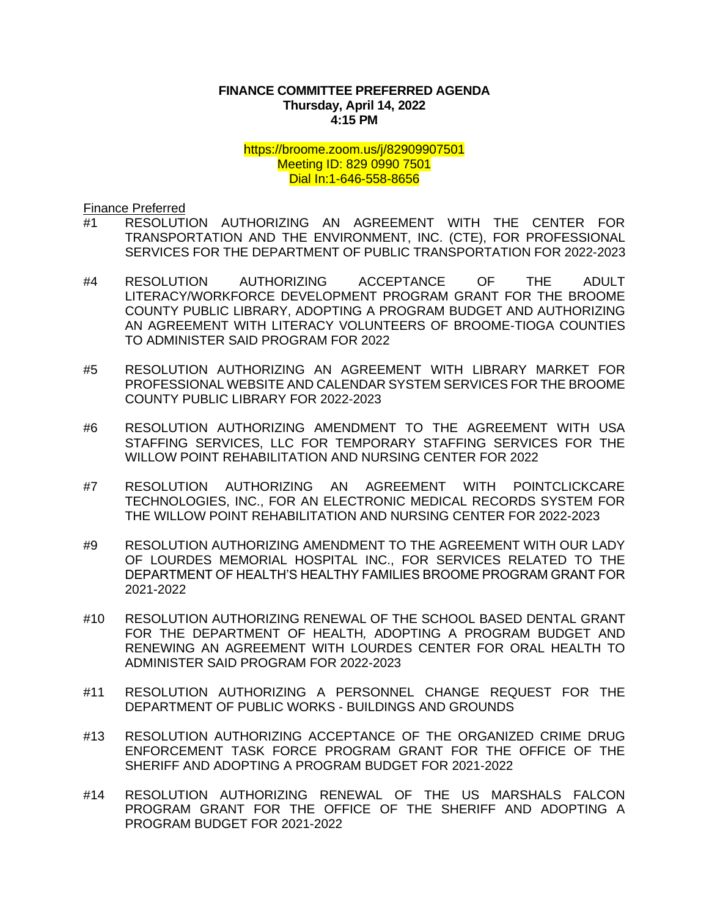**FINANCE COMMITTEE PREFERRED AGENDA**
**Thursday, April 14, 2022**
**4:15 PM**

https://broome.zoom.us/j/82909907501
Meeting ID: 829 0990 7501
Dial In:1-646-558-8656

Finance Preferred

#1 RESOLUTION AUTHORIZING AN AGREEMENT WITH THE CENTER FOR TRANSPORTATION AND THE ENVIRONMENT, INC. (CTE), FOR PROFESSIONAL SERVICES FOR THE DEPARTMENT OF PUBLIC TRANSPORTATION FOR 2022-2023

#4 RESOLUTION AUTHORIZING ACCEPTANCE OF THE ADULT LITERACY/WORKFORCE DEVELOPMENT PROGRAM GRANT FOR THE BROOME COUNTY PUBLIC LIBRARY, ADOPTING A PROGRAM BUDGET AND AUTHORIZING AN AGREEMENT WITH LITERACY VOLUNTEERS OF BROOME-TIOGA COUNTIES TO ADMINISTER SAID PROGRAM FOR 2022

#5 RESOLUTION AUTHORIZING AN AGREEMENT WITH LIBRARY MARKET FOR PROFESSIONAL WEBSITE AND CALENDAR SYSTEM SERVICES FOR THE BROOME COUNTY PUBLIC LIBRARY FOR 2022-2023

#6 RESOLUTION AUTHORIZING AMENDMENT TO THE AGREEMENT WITH USA STAFFING SERVICES, LLC FOR TEMPORARY STAFFING SERVICES FOR THE WILLOW POINT REHABILITATION AND NURSING CENTER FOR 2022

#7 RESOLUTION AUTHORIZING AN AGREEMENT WITH POINTCLICKCARE TECHNOLOGIES, INC., FOR AN ELECTRONIC MEDICAL RECORDS SYSTEM FOR THE WILLOW POINT REHABILITATION AND NURSING CENTER FOR 2022-2023

#9 RESOLUTION AUTHORIZING AMENDMENT TO THE AGREEMENT WITH OUR LADY OF LOURDES MEMORIAL HOSPITAL INC., FOR SERVICES RELATED TO THE DEPARTMENT OF HEALTH'S HEALTHY FAMILIES BROOME PROGRAM GRANT FOR 2021-2022

#10 RESOLUTION AUTHORIZING RENEWAL OF THE SCHOOL BASED DENTAL GRANT FOR THE DEPARTMENT OF HEALTH, ADOPTING A PROGRAM BUDGET AND RENEWING AN AGREEMENT WITH LOURDES CENTER FOR ORAL HEALTH TO ADMINISTER SAID PROGRAM FOR 2022-2023

#11 RESOLUTION AUTHORIZING A PERSONNEL CHANGE REQUEST FOR THE DEPARTMENT OF PUBLIC WORKS - BUILDINGS AND GROUNDS

#13 RESOLUTION AUTHORIZING ACCEPTANCE OF THE ORGANIZED CRIME DRUG ENFORCEMENT TASK FORCE PROGRAM GRANT FOR THE OFFICE OF THE SHERIFF AND ADOPTING A PROGRAM BUDGET FOR 2021-2022

#14 RESOLUTION AUTHORIZING RENEWAL OF THE US MARSHALS FALCON PROGRAM GRANT FOR THE OFFICE OF THE SHERIFF AND ADOPTING A PROGRAM BUDGET FOR 2021-2022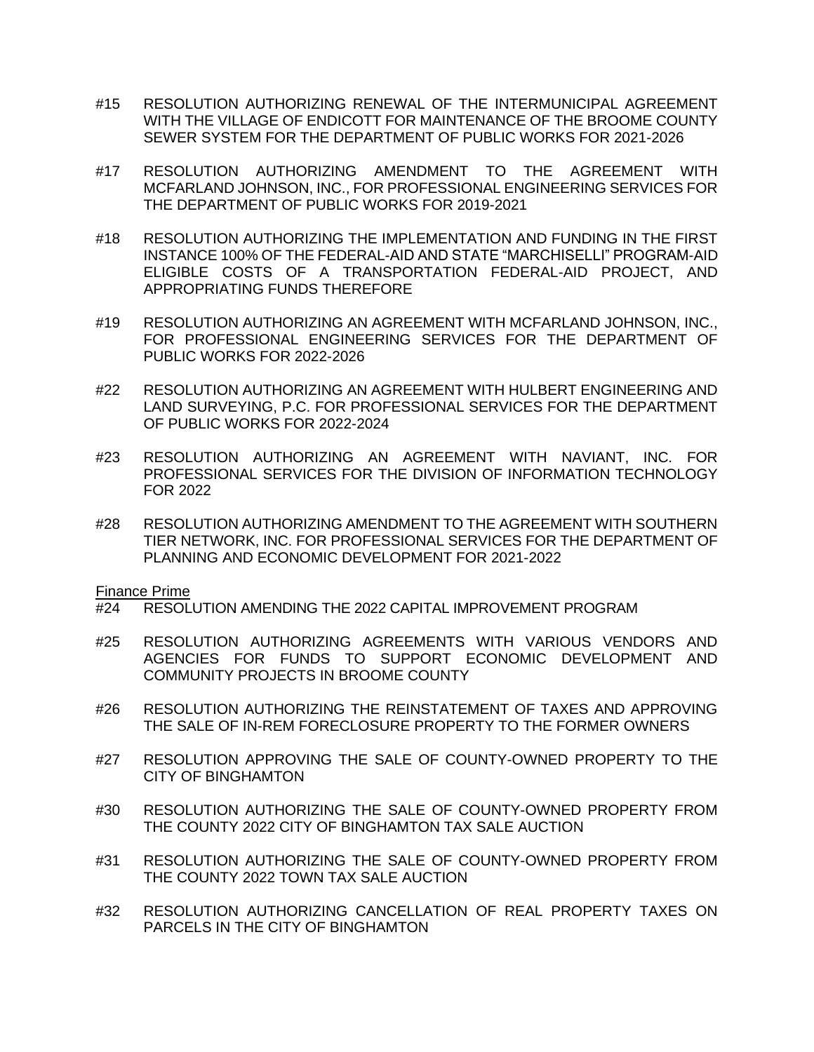#15 RESOLUTION AUTHORIZING RENEWAL OF THE INTERMUNICIPAL AGREEMENT WITH THE VILLAGE OF ENDICOTT FOR MAINTENANCE OF THE BROOME COUNTY SEWER SYSTEM FOR THE DEPARTMENT OF PUBLIC WORKS FOR 2021-2026

#17 RESOLUTION AUTHORIZING AMENDMENT TO THE AGREEMENT WITH MCFARLAND JOHNSON, INC., FOR PROFESSIONAL ENGINEERING SERVICES FOR THE DEPARTMENT OF PUBLIC WORKS FOR 2019-2021

#18 RESOLUTION AUTHORIZING THE IMPLEMENTATION AND FUNDING IN THE FIRST INSTANCE 100% OF THE FEDERAL-AID AND STATE "MARCHISELLI" PROGRAM-AID ELIGIBLE COSTS OF A TRANSPORTATION FEDERAL-AID PROJECT, AND APPROPRIATING FUNDS THEREFORE

#19 RESOLUTION AUTHORIZING AN AGREEMENT WITH MCFARLAND JOHNSON, INC., FOR PROFESSIONAL ENGINEERING SERVICES FOR THE DEPARTMENT OF PUBLIC WORKS FOR 2022-2026

#22 RESOLUTION AUTHORIZING AN AGREEMENT WITH HULBERT ENGINEERING AND LAND SURVEYING, P.C. FOR PROFESSIONAL SERVICES FOR THE DEPARTMENT OF PUBLIC WORKS FOR 2022-2024

#23 RESOLUTION AUTHORIZING AN AGREEMENT WITH NAVIANT, INC. FOR PROFESSIONAL SERVICES FOR THE DIVISION OF INFORMATION TECHNOLOGY FOR 2022

#28 RESOLUTION AUTHORIZING AMENDMENT TO THE AGREEMENT WITH SOUTHERN TIER NETWORK, INC. FOR PROFESSIONAL SERVICES FOR THE DEPARTMENT OF PLANNING AND ECONOMIC DEVELOPMENT FOR 2021-2022

Finance Prime

#24 RESOLUTION AMENDING THE 2022 CAPITAL IMPROVEMENT PROGRAM

#25 RESOLUTION AUTHORIZING AGREEMENTS WITH VARIOUS VENDORS AND AGENCIES FOR FUNDS TO SUPPORT ECONOMIC DEVELOPMENT AND COMMUNITY PROJECTS IN BROOME COUNTY

#26 RESOLUTION AUTHORIZING THE REINSTATEMENT OF TAXES AND APPROVING THE SALE OF IN-REM FORECLOSURE PROPERTY TO THE FORMER OWNERS

#27 RESOLUTION APPROVING THE SALE OF COUNTY-OWNED PROPERTY TO THE CITY OF BINGHAMTON

#30 RESOLUTION AUTHORIZING THE SALE OF COUNTY-OWNED PROPERTY FROM THE COUNTY 2022 CITY OF BINGHAMTON TAX SALE AUCTION

#31 RESOLUTION AUTHORIZING THE SALE OF COUNTY-OWNED PROPERTY FROM THE COUNTY 2022 TOWN TAX SALE AUCTION

#32 RESOLUTION AUTHORIZING CANCELLATION OF REAL PROPERTY TAXES ON PARCELS IN THE CITY OF BINGHAMTON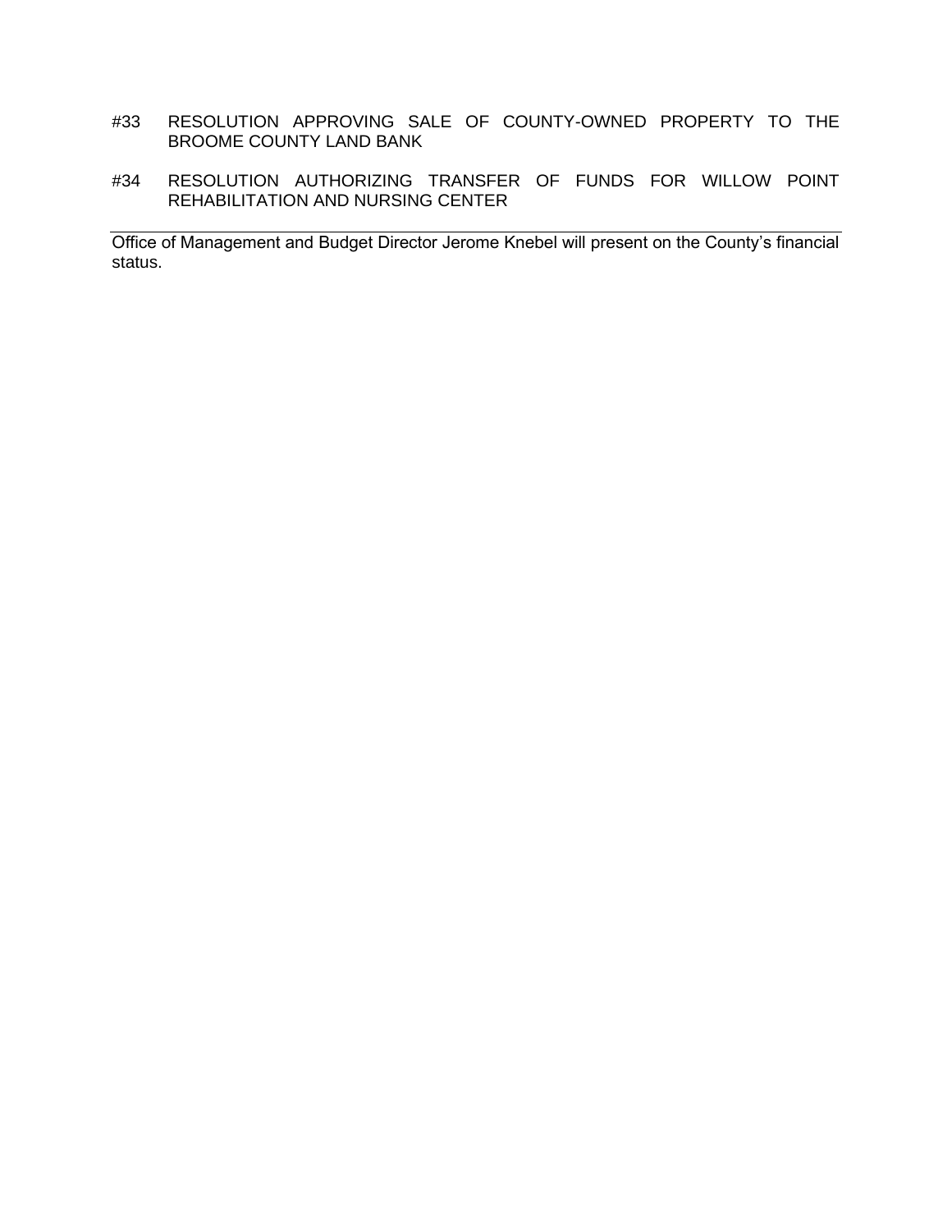#33 RESOLUTION APPROVING SALE OF COUNTY-OWNED PROPERTY TO THE BROOME COUNTY LAND BANK

#34 RESOLUTION AUTHORIZING TRANSFER OF FUNDS FOR WILLOW POINT REHABILITATION AND NURSING CENTER

---

Office of Management and Budget Director Jerome Knebel will present on the County's financial status.